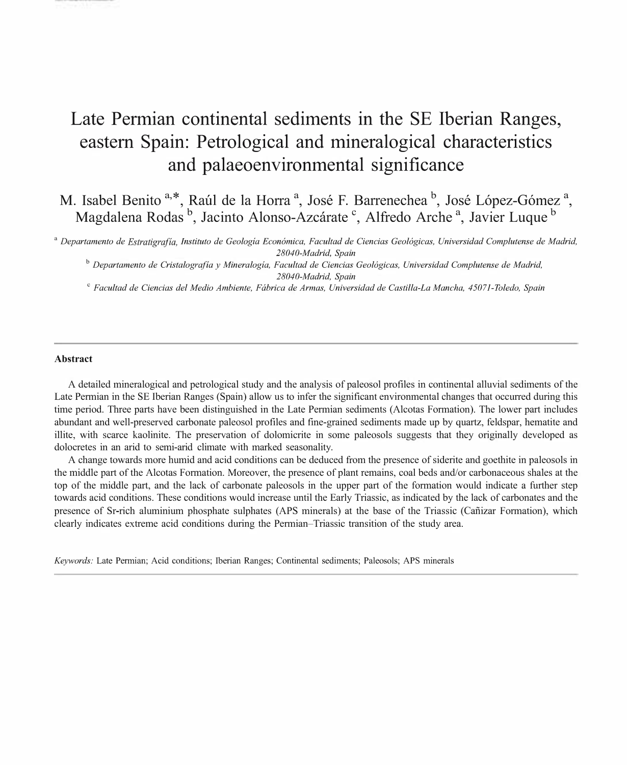# Late Permian continental sediments in the SE Iberian Ranges, eastern Spain: Petrological and mineralogical characteristics and palaeoenvironmental significance

M. Isabel Benito [a,*], Raúl de la Horra [a], José F. Barrenechea [b], José López-Gómez [a], Magdalena Rodas [b], Jacinto Alonso-Azcárate [c], Alfredo Arche [a], Javier Luque [b]

[a] *Departamento de Estratigrafía, Instituto de Geología Económica, Facultad de Ciencias Geológicas, Universidad Complutense de Madrid, 28040-Madrid, Spain*

[b] *Departamento de Cristalografía y Mineralogía, Facultad de Ciencias Geológicas, Universidad Complutense de Madrid, 28040-Madrid, Spain*

[c] *Facultad de Ciencias del Medio Ambiente, Fábrica de Armas, Universidad de Castilla-La Mancha, 45071-Toledo, Spain*

---

**Abstract**

A detailed mineralogical and petrological study and the analysis of paleosol profiles in continental alluvial sediments of the Late Permian in the SE Iberian Ranges (Spain) allow us to infer the significant environmental changes that occurred during this time period. Three parts have been distinguished in the Late Permian sediments (Alcotas Formation). The lower part includes abundant and well-preserved carbonate paleosol profiles and fine-grained sediments made up by quartz, feldspar, hematite and illite, with scarce kaolinite. The preservation of dolomicrite in some paleosols suggests that they originally developed as dolocretes in an arid to semi-arid climate with marked seasonality.

A change towards more humid and acid conditions can be deduced from the presence of siderite and goethite in paleosols in the middle part of the Alcotas Formation. Moreover, the presence of plant remains, coal beds and/or carbonaceous shales at the top of the middle part, and the lack of carbonate paleosols in the upper part of the formation would indicate a further step towards acid conditions. These conditions would increase until the Early Triassic, as indicated by the lack of carbonates and the presence of Sr-rich aluminium phosphate sulphates (APS minerals) at the base of the Triassic (Cañizar Formation), which clearly indicates extreme acid conditions during the Permian–Triassic transition of the study area.

*Keywords:* Late Permian; Acid conditions; Iberian Ranges; Continental sediments; Paleosols; APS minerals

---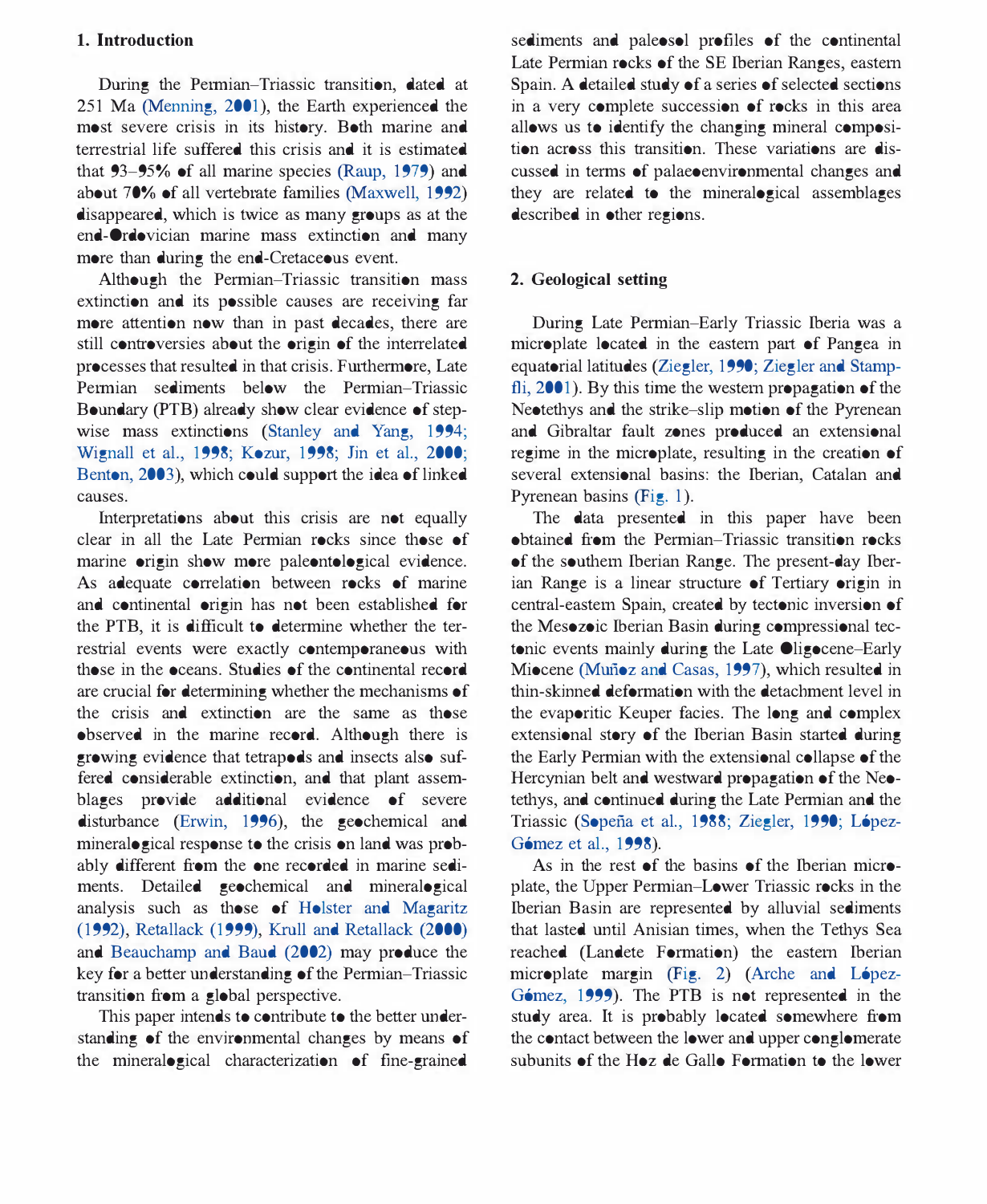## 1. Introduction

During the Permian–Triassic transition, dated at 251 Ma (Menning, 2001), the Earth experienced the most severe crisis in its history. Both marine and terrestrial life suffered this crisis and it is estimated that 93–95% of all marine species (Raup, 1979) and about 70% of all vertebrate families (Maxwell, 1992) disappeared, which is twice as many groups as at the end-Ordovician marine mass extinction and many more than during the end-Cretaceous event.

Although the Permian–Triassic transition mass extinction and its possible causes are receiving far more attention now than in past decades, there are still controversies about the origin of the interrelated processes that resulted in that crisis. Furthermore, Late Permian sediments below the Permian–Triassic Boundary (PTB) already show clear evidence of stepwise mass extinctions (Stanley and Yang, 1994; Wignall et al., 1998; Kozur, 1998; Jin et al., 2000; Benton, 2003), which could support the idea of linked causes.

Interpretations about this crisis are not equally clear in all the Late Permian rocks since those of marine origin show more paleontological evidence. As adequate correlation between rocks of marine and continental origin has not been established for the PTB, it is difficult to determine whether the terrestrial events were exactly contemporaneous with those in the oceans. Studies of the continental record are crucial for determining whether the mechanisms of the crisis and extinction are the same as those observed in the marine record. Although there is growing evidence that tetrapods and insects also suffered considerable extinction, and that plant assemblages provide additional evidence of severe disturbance (Erwin, 1996), the geochemical and mineralogical response to the crisis on land was probably different from the one recorded in marine sediments. Detailed geochemical and mineralogical analysis such as those of Holster and Magaritz (1992), Retallack (1999), Krull and Retallack (2000) and Beauchamp and Baud (2002) may produce the key for a better understanding of the Permian–Triassic transition from a global perspective.

This paper intends to contribute to the better understanding of the environmental changes by means of the mineralogical characterization of fine-grained sediments and paleosol profiles of the continental Late Permian rocks of the SE Iberian Ranges, eastern Spain. A detailed study of a series of selected sections in a very complete succession of rocks in this area allows us to identify the changing mineral composition across this transition. These variations are discussed in terms of palaeoenvironmental changes and they are related to the mineralogical assemblages described in other regions.

## 2. Geological setting

During Late Permian–Early Triassic Iberia was a microplate located in the eastern part of Pangea in equatorial latitudes (Ziegler, 1990; Ziegler and Stampfli, 2001). By this time the western propagation of the Neotethys and the strike–slip motion of the Pyrenean and Gibraltar fault zones produced an extensional regime in the microplate, resulting in the creation of several extensional basins: the Iberian, Catalan and Pyrenean basins (Fig. 1).

The data presented in this paper have been obtained from the Permian–Triassic transition rocks of the southern Iberian Range. The present-day Iberian Range is a linear structure of Tertiary origin in central-eastern Spain, created by tectonic inversion of the Mesozoic Iberian Basin during compressional tectonic events mainly during the Late Oligocene–Early Miocene (Muñoz and Casas, 1997), which resulted in thin-skinned deformation with the detachment level in the evaporitic Keuper facies. The long and complex extensional story of the Iberian Basin started during the Early Permian with the extensional collapse of the Hercynian belt and westward propagation of the Neotethys, and continued during the Late Permian and the Triassic (Sopeña et al., 1988; Ziegler, 1990; López-Gómez et al., 1998).

As in the rest of the basins of the Iberian microplate, the Upper Permian–Lower Triassic rocks in the Iberian Basin are represented by alluvial sediments that lasted until Anisian times, when the Tethys Sea reached (Landete Formation) the eastern Iberian microplate margin (Fig. 2) (Arche and López-Gómez, 1999). The PTB is not represented in the study area. It is probably located somewhere from the contact between the lower and upper conglomerate subunits of the Hoz de Gallo Formation to the lower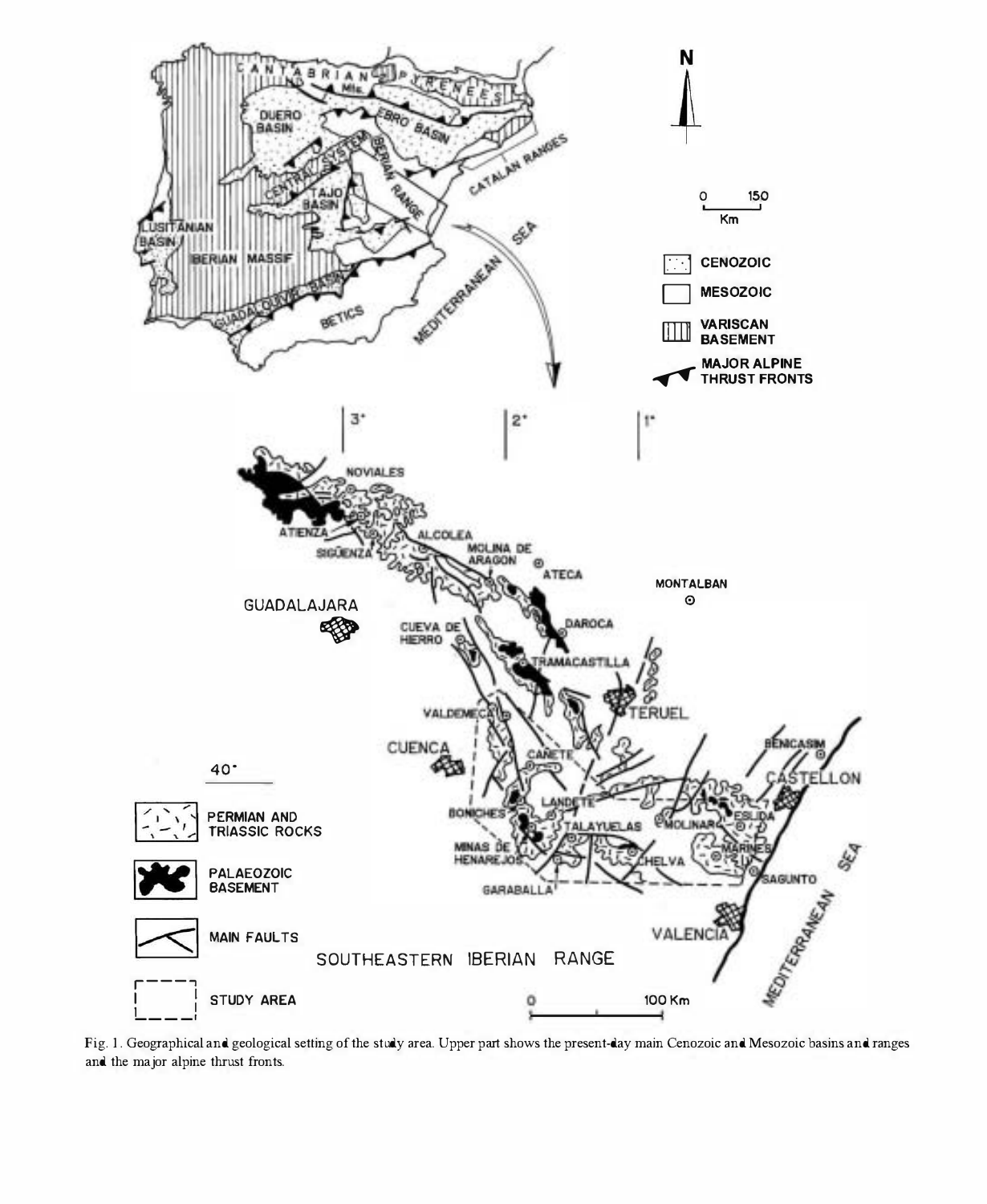Fig. 1. Geographical and geological setting of the study area. Upper part shows the present-day main Cenozoic and Mesozoic basins and ranges and the major alpine thrust fronts.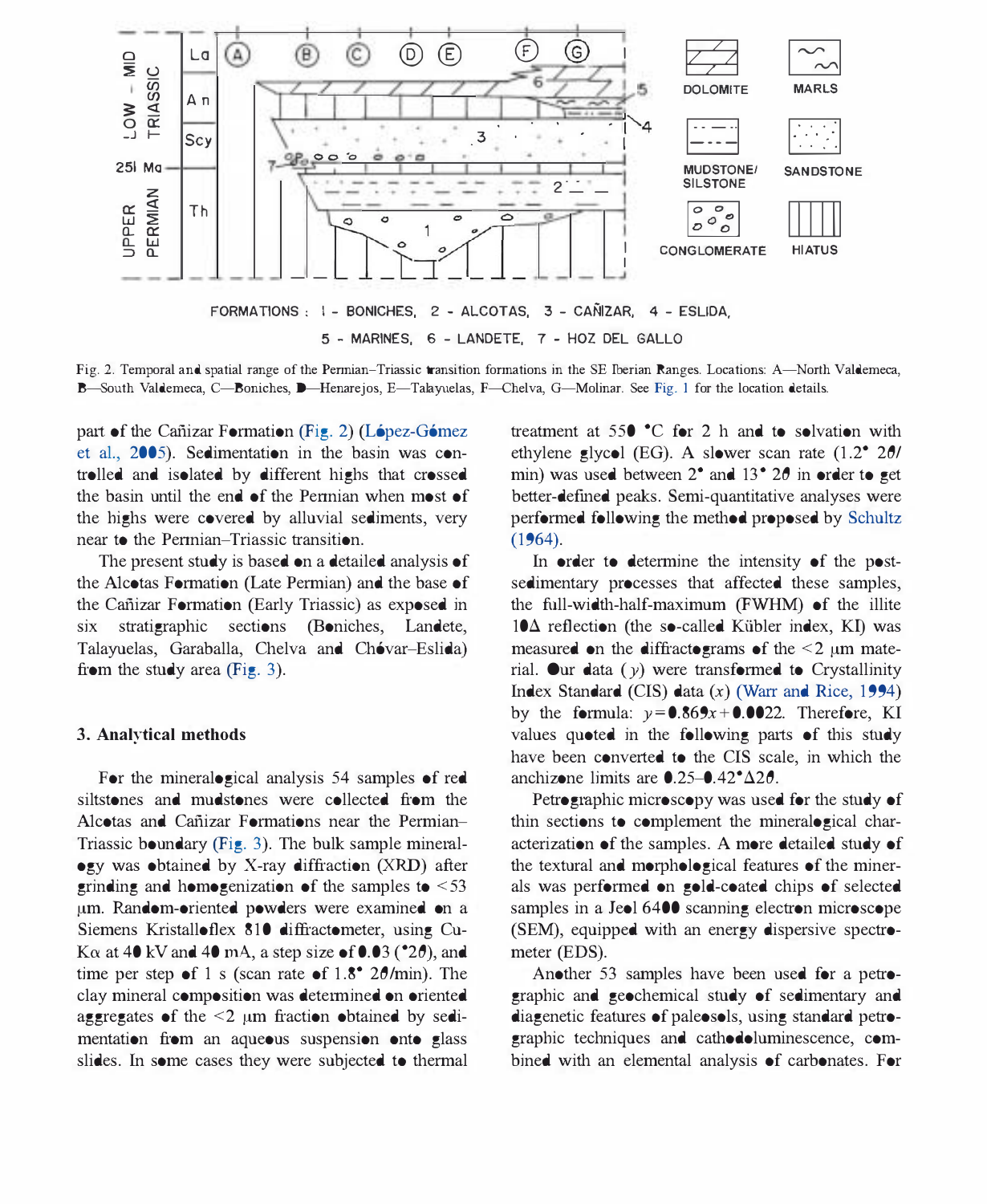FORMATIONS : 1 - BONICHES, 2 - ALCOTAS, 3 - CAÑIZAR, 4 - ESLIDA, 5 - MARINES, 6 - LANDETE, 7 - HOZ DEL GALLO

Fig. 2. Temporal and spatial range of the Permian–Triassic transition formations in the SE Iberian Ranges. Locations: A—North Valdemeca, B—South Valdemeca, C—Boniches, D—Henarejos, E—Talayuelas, F—Chelva, G—Molinar. See Fig. 1 for the location details.

part of the Cañizar Formation (Fig. 2) (López-Gómez et al., 2005). Sedimentation in the basin was controlled and isolated by different highs that crossed the basin until the end of the Permian when most of the highs were covered by alluvial sediments, very near to the Permian–Triassic transition.

The present study is based on a detailed analysis of the Alcotas Formation (Late Permian) and the base of the Cañizar Formation (Early Triassic) as exposed in six stratigraphic sections (Boniches, Landete, Talayuelas, Garaballa, Chelva and Chóvar–Eslida) from the study area (Fig. 3).

## 3. Analytical methods

For the mineralogical analysis 54 samples of red siltstones and mudstones were collected from the Alcotas and Cañizar Formations near the Permian–Triassic boundary (Fig. 3). The bulk sample mineralogy was obtained by X-ray diffraction (XRD) after grinding and homogenization of the samples to <53 μm. Random-oriented powders were examined on a Siemens Kristalloflex 810 diffractometer, using Cu-Kα at 40 kV and 40 mA, a step size of 0.03 (°2$\theta$), and time per step of 1 s (scan rate of 1.8° 2$\theta$/min). The clay mineral composition was determined on oriented aggregates of the <2 μm fraction obtained by sedimentation from an aqueous suspension onto glass slides. In some cases they were subjected to thermal treatment at 550 °C for 2 h and to solvation with ethylene glycol (EG). A slower scan rate (1.2° 2$\theta$/min) was used between 2° and 13° 2$\theta$ in order to get better-defined peaks. Semi-quantitative analyses were performed following the method proposed by Schultz (1964).

In order to determine the intensity of the post-sedimentary processes that affected these samples, the full-width-half-maximum (FWHM) of the illite 10Å reflection (the so-called Kübler index, KI) was measured on the diffractograms of the <2 μm material. Our data ($y$) were transformed to Crystallinity Index Standard (CIS) data ($x$) (Warr and Rice, 1994) by the formula: $y = 0.869x + 0.0022$. Therefore, KI values quoted in the following parts of this study have been converted to the CIS scale, in which the anchizone limits are 0.25–0.42°$\Delta 2\theta$.

Petrographic microscopy was used for the study of thin sections to complement the mineralogical characterization of the samples. A more detailed study of the textural and morphological features of the minerals was performed on gold-coated chips of selected samples in a Jeol 6400 scanning electron microscope (SEM), equipped with an energy dispersive spectrometer (EDS).

Another 53 samples have been used for a petrographic and geochemical study of sedimentary and diagenetic features of paleosols, using standard petrographic techniques and cathodoluminescence, combined with an elemental analysis of carbonates. For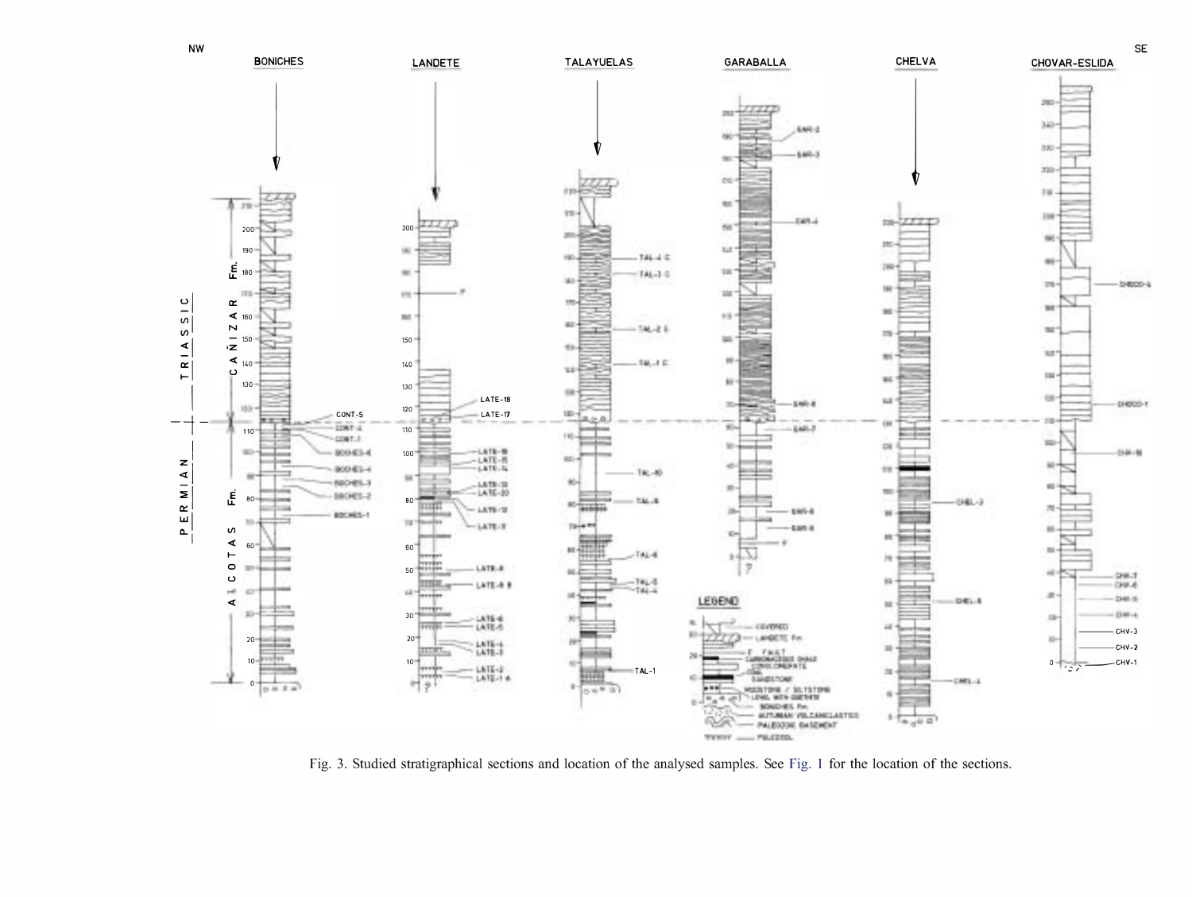Fig. 3. Studied stratigraphical sections and location of the analysed samples. See Fig. 1 for the location of the sections.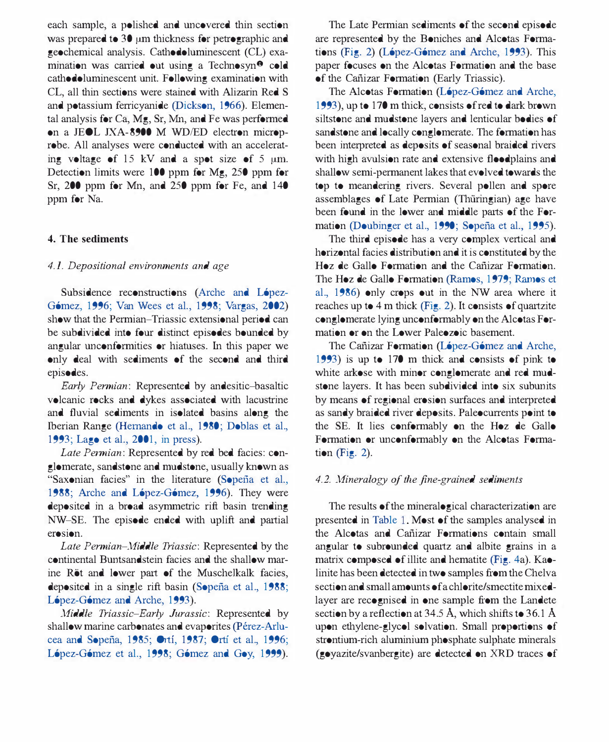each sample, a polished and uncovered thin section was prepared to 30 μm thickness for petrographic and geochemical analysis. Cathodoluminescent (CL) examination was carried out using a Technosyn® cold cathodoluminescent unit. Following examination with CL, all thin sections were stained with Alizarin Red S and potassium ferricyanide (Dickson, 1966). Elemental analysis for Ca, Mg, Sr, Mn, and Fe was performed on a JEOL JXA-8900 M WD/ED electron microprobe. All analyses were conducted with an accelerating voltage of 15 kV and a spot size of 5 μm. Detection limits were 100 ppm for Mg, 250 ppm for Sr, 200 ppm for Mn, and 250 ppm for Fe, and 140 ppm for Na.

## 4. The sediments

### *4.1. Depositional environments and age*

Subsidence reconstructions (Arche and López-Gómez, 1996; Van Wees et al., 1998; Vargas, 2002) show that the Permian–Triassic extensional period can be subdivided into four distinct episodes bounded by angular unconformities or hiatuses. In this paper we only deal with sediments of the second and third episodes.

*Early Permian*: Represented by andesitic–basaltic volcanic rocks and dykes associated with lacustrine and fluvial sediments in isolated basins along the Iberian Range (Hernando et al., 1980; Doblas et al., 1993; Lago et al., 2001, in press).

*Late Permian*: Represented by red bed facies: conglomerate, sandstone and mudstone, usually known as "Saxonian facies" in the literature (Sopeña et al., 1988; Arche and López-Gómez, 1996). They were deposited in a broad asymmetric rift basin trending NW–SE. The episode ended with uplift and partial erosion.

*Late Permian–Middle Triassic*: Represented by the continental Buntsandstein facies and the shallow marine Röt and lower part of the Muschelkalk facies, deposited in a single rift basin (Sopeña et al., 1988; López-Gómez and Arche, 1993).

*Middle Triassic–Early Jurassic*: Represented by shallow marine carbonates and evaporites (Pérez-Arlucea and Sopeña, 1985; Ortí, 1987; Ortí et al., 1996; López-Gómez et al., 1998; Gómez and Goy, 1999).

The Late Permian sediments of the second episode are represented by the Boniches and Alcotas Formations (Fig. 2) (López-Gómez and Arche, 1993). This paper focuses on the Alcotas Formation and the base of the Cañizar Formation (Early Triassic).

The Alcotas Formation (López-Gómez and Arche, 1993), up to 170 m thick, consists of red to dark brown siltstone and mudstone layers and lenticular bodies of sandstone and locally conglomerate. The formation has been interpreted as deposits of seasonal braided rivers with high avulsion rate and extensive floodplains and shallow semi-permanent lakes that evolved towards the top to meandering rivers. Several pollen and spore assemblages of Late Permian (Thüringian) age have been found in the lower and middle parts of the Formation (Doubinger et al., 1990; Sopeña et al., 1995).

The third episode has a very complex vertical and horizontal facies distribution and it is constituted by the Hoz de Gallo Formation and the Cañizar Formation. The Hoz de Gallo Formation (Ramos, 1979; Ramos et al., 1986) only crops out in the NW area where it reaches up to 4 m thick (Fig. 2). It consists of quartzite conglomerate lying unconformably on the Alcotas Formation or on the Lower Paleozoic basement.

The Cañizar Formation (López-Gómez and Arche, 1993) is up to 170 m thick and consists of pink to white arkose with minor conglomerate and red mudstone layers. It has been subdivided into six subunits by means of regional erosion surfaces and interpreted as sandy braided river deposits. Paleocurrents point to the SE. It lies conformably on the Hoz de Gallo Formation or unconformably on the Alcotas Formation (Fig. 2).

### *4.2. Mineralogy of the fine-grained sediments*

The results of the mineralogical characterization are presented in Table 1. Most of the samples analysed in the Alcotas and Cañizar Formations contain small angular to subrounded quartz and albite grains in a matrix composed of illite and hematite (Fig. 4a). Kaolinite has been detected in two samples from the Chelva section and small amounts of a chlorite/smectite mixed-layer are recognised in one sample from the Landete section by a reflection at 34.5 Å, which shifts to 36.1 Å upon ethylene-glycol solvation. Small proportions of strontium-rich aluminium phosphate sulphate minerals (goyazite/svanbergite) are detected on XRD traces of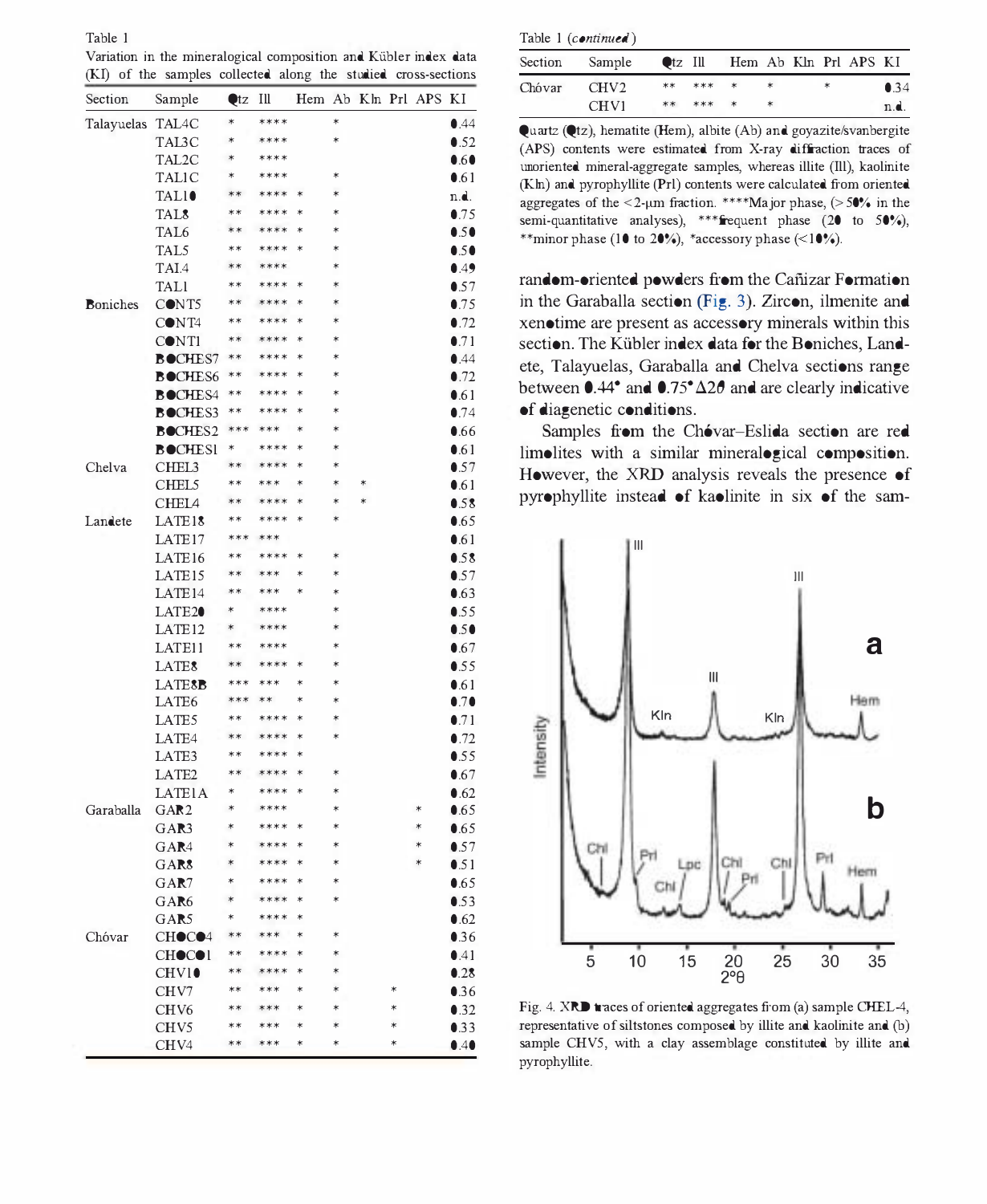Table 1

Variation in the mineralogical composition and Kübler index data (KI) of the samples collected along the studied cross-sections

| Section | Sample | Qtz | Ill | Hem | Ab | Kln | Prl | APS | KI |
|---|---|---|---|---|---|---|---|---|---|
| Talayuelas | TAL4C | * | **** | | * | | | | 0.44 |
| | TAL3C | * | **** | | * | | | | 0.52 |
| | TAL2C | * | **** | | | | | | 0.60 |
| | TAL1C | * | **** | | * | | | | 0.61 |
| | TAL10 | ** | **** | * | * | | | | n.d. |
| | TAL8 | ** | **** | * | * | | | | 0.75 |
| | TAL6 | ** | **** | * | * | | | | 0.50 |
| | TAL5 | ** | **** | * | * | | | | 0.50 |
| | TAL4 | ** | **** | | * | | | | 0.49 |
| | TAL1 | ** | **** | * | * | | | | 0.57 |
| Boniches | CONT5 | ** | **** | * | * | | | | 0.75 |
| | CONT4 | ** | **** | * | * | | | | 0.72 |
| | CONT1 | ** | **** | * | * | | | | 0.71 |
| | BOCHES7 | ** | **** | * | * | | | | 0.44 |
| | BOCHES6 | ** | **** | * | * | | | | 0.72 |
| | BOCHES4 | ** | **** | * | * | | | | 0.61 |
| | BOCHES3 | ** | **** | * | * | | | | 0.74 |
| | BOCHES2 | *** | *** | * | * | | | | 0.66 |
| | BOCHES1 | * | **** | * | * | | | | 0.61 |
| Chelva | CHEL3 | ** | **** | * | * | | | | 0.57 |
| | CHEL5 | ** | *** | * | * | * | | | 0.61 |
| | CHEL4 | ** | **** | * | * | * | | | 0.58 |
| Landete | LATE18 | ** | **** | * | * | | | | 0.65 |
| | LATE17 | *** | *** | | | | | | 0.61 |
| | LATE16 | ** | **** | | * | | | | 0.58 |
| | LATE15 | ** | *** | * | * | | | | 0.57 |
| | LATE14 | ** | *** | * | * | | | | 0.63 |
| | LATE20 | * | **** | | * | | | | 0.55 |
| | LATE12 | * | **** | | * | | | | 0.50 |
| | LATE11 | ** | **** | | * | | | | 0.67 |
| | LATE8 | ** | **** | * | * | | | | 0.55 |
| | LATE8B | *** | *** | * | * | | | | 0.61 |
| | LATE6 | *** | ** | * | * | | | | 0.70 |
| | LATE5 | ** | **** | * | * | | | | 0.71 |
| | LATE4 | ** | **** | * | * | | | | 0.72 |
| | LATE3 | ** | **** | * | | | | | 0.55 |
| | LATE2 | ** | **** | * | * | | | | 0.67 |
| | LATE1A | * | **** | * | * | | | | 0.62 |
| Garaballa | GAR2 | * | **** | | * | | | * | 0.65 |
| | GAR3 | * | **** | * | * | | | * | 0.65 |
| | GAR4 | * | **** | * | * | | | * | 0.57 |
| | GAR8 | * | **** | * | * | | | * | 0.51 |
| | GAR7 | * | **** | * | * | | | | 0.65 |
| | GAR6 | * | **** | * | * | | | | 0.53 |
| | GAR5 | * | **** | * | | | | | 0.62 |
| Chóvar | CHOCO4 | ** | *** | * | * | | | | 0.36 |
| | CHOCO1 | ** | **** | * | * | | | | 0.41 |
| | CHV10 | ** | **** | * | * | | | | 0.28 |
| | CHV7 | ** | *** | * | * | | * | | 0.36 |
| | CHV6 | ** | *** | * | * | | * | | 0.32 |
| | CHV5 | ** | *** | * | * | | * | | 0.33 |
| | CHV4 | ** | *** | * | * | | * | | 0.40 |
| | CHV2 | ** | *** | * | * | | * | | 0.34 |
| | CHV1 | ** | *** | * | * | | | | n.d. |

Quartz (Qtz), hematite (Hem), albite (Ab) and goyazite/svanbergite (APS) contents were estimated from X-ray diffraction traces of unoriented mineral-aggregate samples, whereas illite (Ill), kaolinite (Kln) and pyrophyllite (Prl) contents were calculated from oriented aggregates of the <2-μm fraction. ****Major phase, (>50% in the semi-quantitative analyses), ***frequent phase (20 to 50%), **minor phase (10 to 20%), *accessory phase (<10%).

random-oriented powders from the Cañizar Formation in the Garaballa section (Fig. 3). Zircon, ilmenite and xenotime are present as accessory minerals within this section. The Kübler index data for the Boniches, Landete, Talayuelas, Garaballa and Chelva sections range between 0.44° and 0.75°Δ2θ and are clearly indicative of diagenetic conditions.

Samples from the Chóvar–Eslida section are red limolites with a similar mineralogical composition. However, the XRD analysis reveals the presence of pyrophyllite instead of kaolinite in six of the sam-

Fig. 4. XRD traces of oriented aggregates from (a) sample CHEL-4, representative of siltstones composed by illite and kaolinite and (b) sample CHV5, with a clay assemblage constituted by illite and pyrophyllite.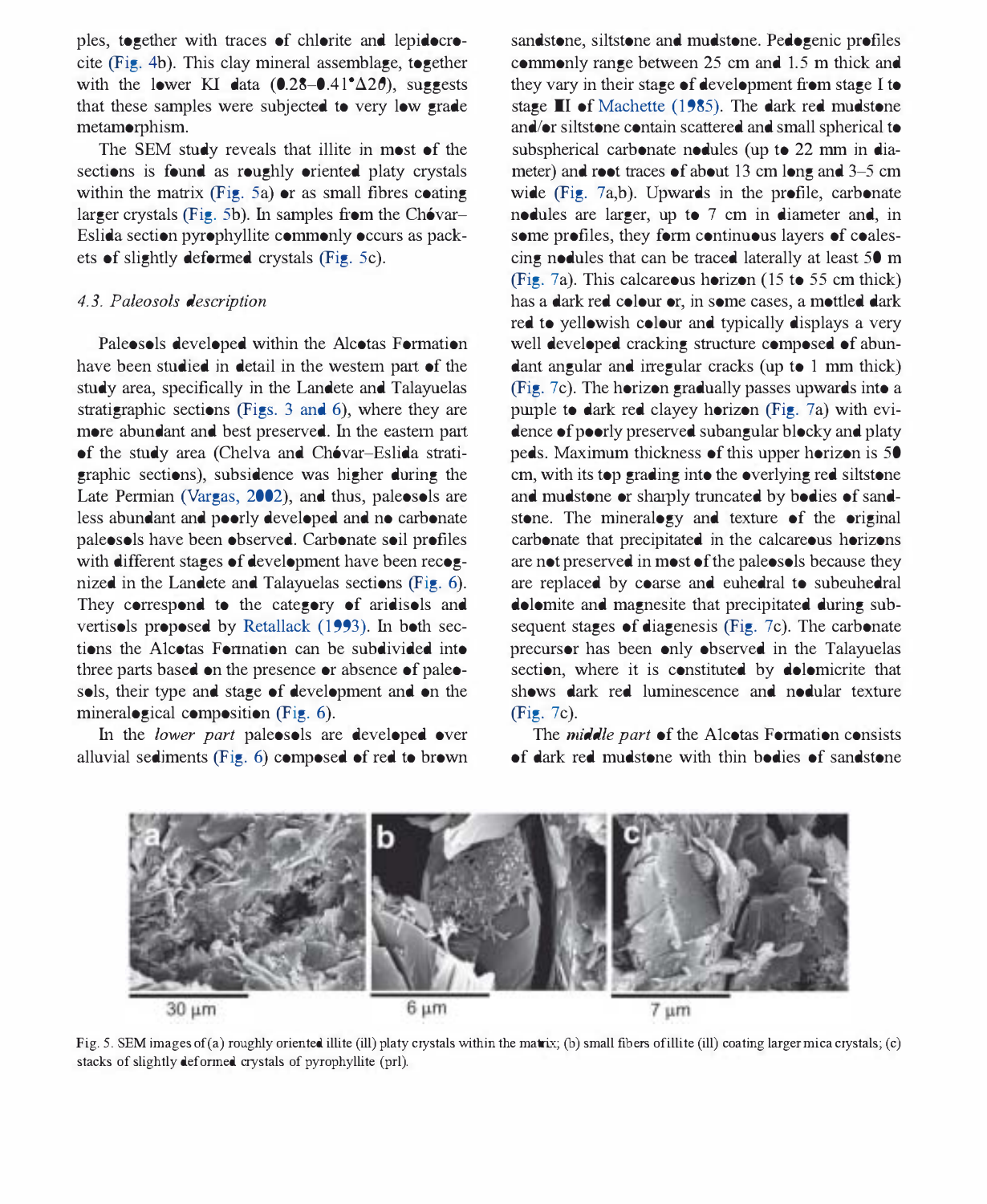ples, together with traces of chlorite and lepidocrocite (Fig. 4b). This clay mineral assemblage, together with the lower KI data (0.28–0.41°Δ2θ), suggests that these samples were subjected to very low grade metamorphism.

The SEM study reveals that illite in most of the sections is found as roughly oriented platy crystals within the matrix (Fig. 5a) or as small fibres coating larger crystals (Fig. 5b). In samples from the Chóvar–Eslida section pyrophyllite commonly occurs as packets of slightly deformed crystals (Fig. 5c).

### 4.3. Paleosols description

Paleosols developed within the Alcotas Formation have been studied in detail in the western part of the study area, specifically in the Landete and Talayuelas stratigraphic sections (Figs. 3 and 6), where they are more abundant and best preserved. In the eastern part of the study area (Chelva and Chóvar–Eslida stratigraphic sections), subsidence was higher during the Late Permian (Vargas, 2002), and thus, paleosols are less abundant and poorly developed and no carbonate paleosols have been observed. Carbonate soil profiles with different stages of development have been recognized in the Landete and Talayuelas sections (Fig. 6). They correspond to the category of aridisols and vertisols proposed by Retallack (1993). In both sections the Alcotas Formation can be subdivided into three parts based on the presence or absence of paleosols, their type and stage of development and on the mineralogical composition (Fig. 6).

In the *lower part* paleosols are developed over alluvial sediments (Fig. 6) composed of red to brown sandstone, siltstone and mudstone. Pedogenic profiles commonly range between 25 cm and 1.5 m thick and they vary in their stage of development from stage I to stage II of Machette (1985). The dark red mudstone and/or siltstone contain scattered and small spherical to subspherical carbonate nodules (up to 22 mm in diameter) and root traces of about 13 cm long and 3–5 cm wide (Fig. 7a,b). Upwards in the profile, carbonate nodules are larger, up to 7 cm in diameter and, in some profiles, they form continuous layers of coalescing nodules that can be traced laterally at least 50 m (Fig. 7a). This calcareous horizon (15 to 55 cm thick) has a dark red colour or, in some cases, a mottled dark red to yellowish colour and typically displays a very well developed cracking structure composed of abundant angular and irregular cracks (up to 1 mm thick) (Fig. 7c). The horizon gradually passes upwards into a purple to dark red clayey horizon (Fig. 7a) with evidence of poorly preserved subangular blocky and platy peds. Maximum thickness of this upper horizon is 50 cm, with its top grading into the overlying red siltstone and mudstone or sharply truncated by bodies of sandstone. The mineralogy and texture of the original carbonate that precipitated in the calcareous horizons are not preserved in most of the paleosols because they are replaced by coarse and euhedral to subeuhedral dolomite and magnesite that precipitated during subsequent stages of diagenesis (Fig. 7c). The carbonate precursor has been only observed in the Talayuelas section, where it is constituted by dolomicrite that shows dark red luminescence and nodular texture (Fig. 7c).

The *middle part* of the Alcotas Formation consists of dark red mudstone with thin bodies of sandstone

Fig. 5. SEM images of (a) roughly oriented illite (ill) platy crystals within the matrix; (b) small fibers of illite (ill) coating larger mica crystals; (c) stacks of slightly deformed crystals of pyrophyllite (prl).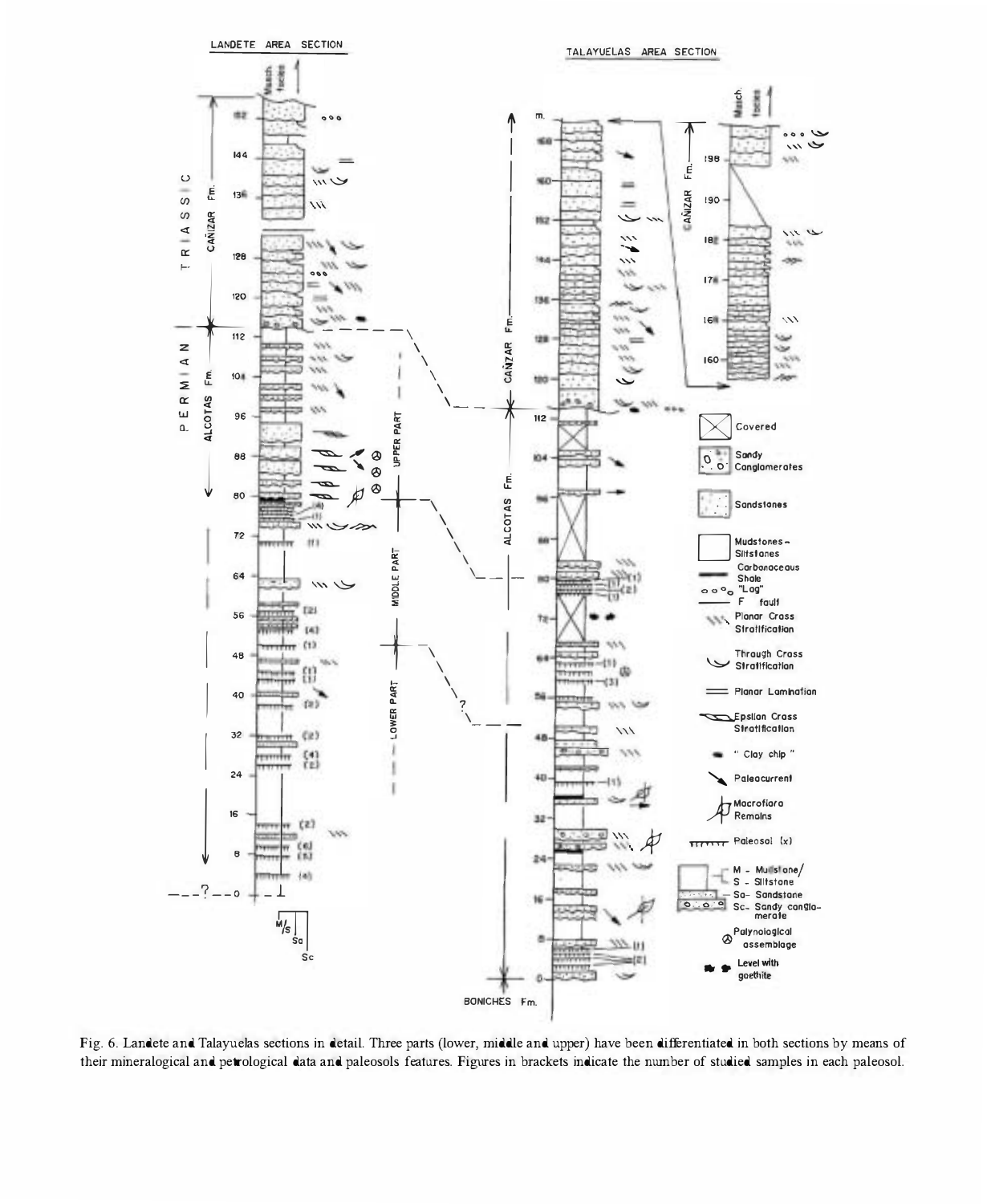Fig. 6. Landete and Talayuelas sections in detail. Three parts (lower, middle and upper) have been differentiated in both sections by means of their mineralogical and petrological data and paleosols features. Figures in brackets indicate the number of studied samples in each paleosol.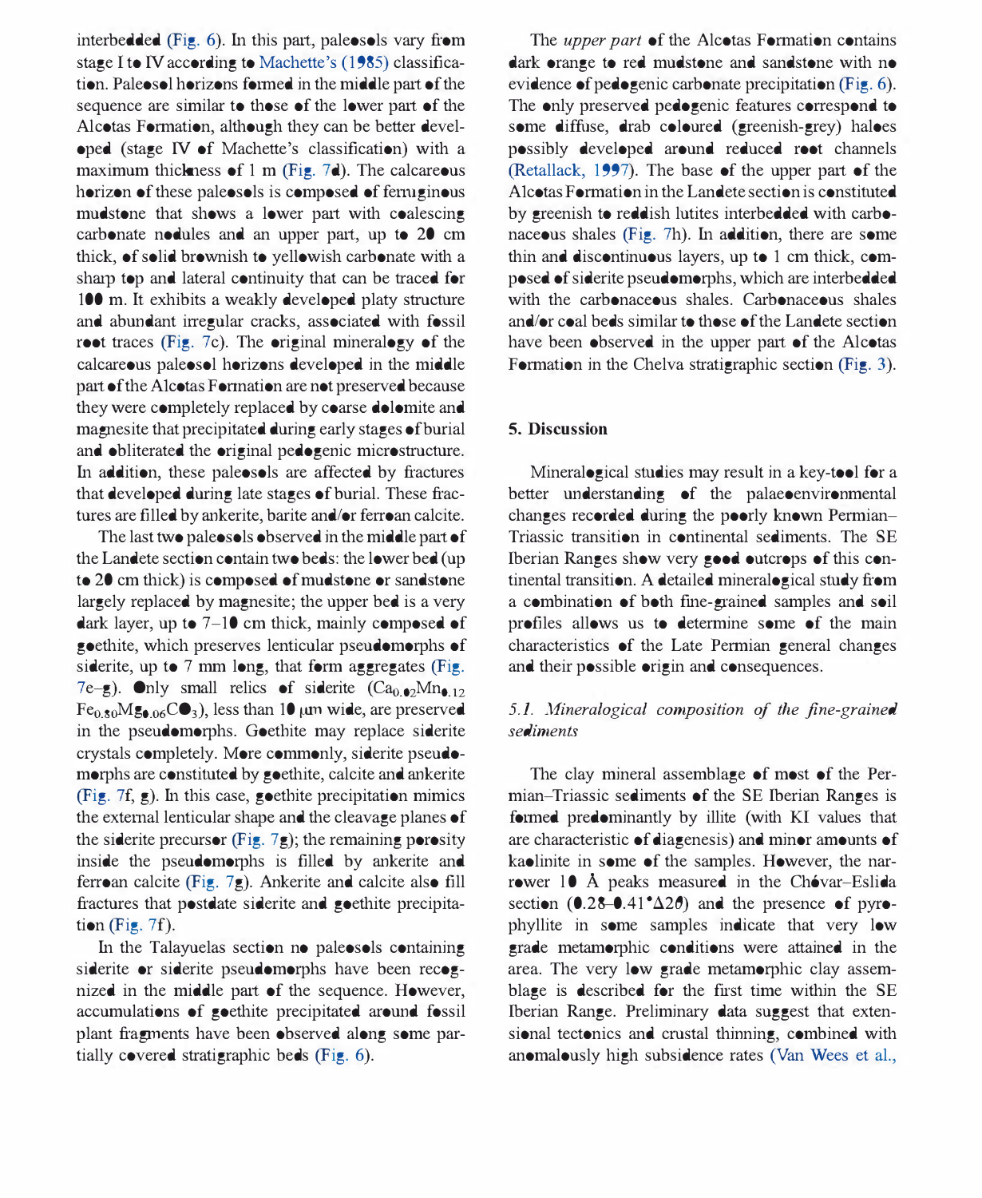interbedded (Fig. 6). In this part, paleosols vary from stage I to IV according to Machette's (1985) classification. Paleosol horizons formed in the middle part of the sequence are similar to those of the lower part of the Alcotas Formation, although they can be better developed (stage IV of Machette's classification) with a maximum thickness of 1 m (Fig. 7d). The calcareous horizon of these paleosols is composed of ferruginous mudstone that shows a lower part with coalescing carbonate nodules and an upper part, up to 20 cm thick, of solid brownish to yellowish carbonate with a sharp top and lateral continuity that can be traced for 100 m. It exhibits a weakly developed platy structure and abundant irregular cracks, associated with fossil root traces (Fig. 7c). The original mineralogy of the calcareous paleosol horizons developed in the middle part of the Alcotas Formation are not preserved because they were completely replaced by coarse dolomite and magnesite that precipitated during early stages of burial and obliterated the original pedogenic microstructure. In addition, these paleosols are affected by fractures that developed during late stages of burial. These fractures are filled by ankerite, barite and/or ferroan calcite.

The last two paleosols observed in the middle part of the Landete section contain two beds: the lower bed (up to 20 cm thick) is composed of mudstone or sandstone largely replaced by magnesite; the upper bed is a very dark layer, up to 7–10 cm thick, mainly composed of goethite, which preserves lenticular pseudomorphs of siderite, up to 7 mm long, that form aggregates (Fig. 7e–g). Only small relics of siderite ($Ca_{0.02}Mn_{0.12}Fe_{0.80}Mg_{0.06}CO_3$), less than 10 μm wide, are preserved in the pseudomorphs. Goethite may replace siderite crystals completely. More commonly, siderite pseudomorphs are constituted by goethite, calcite and ankerite (Fig. 7f, g). In this case, goethite precipitation mimics the external lenticular shape and the cleavage planes of the siderite precursor (Fig. 7g); the remaining porosity inside the pseudomorphs is filled by ankerite and ferroan calcite (Fig. 7g). Ankerite and calcite also fill fractures that postdate siderite and goethite precipitation (Fig. 7f).

In the Talayuelas section no paleosols containing siderite or siderite pseudomorphs have been recognized in the middle part of the sequence. However, accumulations of goethite precipitated around fossil plant fragments have been observed along some partially covered stratigraphic beds (Fig. 6).

The *upper part* of the Alcotas Formation contains dark orange to red mudstone and sandstone with no evidence of pedogenic carbonate precipitation (Fig. 6). The only preserved pedogenic features correspond to some diffuse, drab coloured (greenish-grey) haloes possibly developed around reduced root channels (Retallack, 1997). The base of the upper part of the Alcotas Formation in the Landete section is constituted by greenish to reddish lutites interbedded with carbonaceous shales (Fig. 7h). In addition, there are some thin and discontinuous layers, up to 1 cm thick, composed of siderite pseudomorphs, which are interbedded with the carbonaceous shales. Carbonaceous shales and/or coal beds similar to those of the Landete section have been observed in the upper part of the Alcotas Formation in the Chelva stratigraphic section (Fig. 3).

## 5. Discussion

Mineralogical studies may result in a key-tool for a better understanding of the palaeoenvironmental changes recorded during the poorly known Permian–Triassic transition in continental sediments. The SE Iberian Ranges show very good outcrops of this continental transition. A detailed mineralogical study from a combination of both fine-grained samples and soil profiles allows us to determine some of the main characteristics of the Late Permian general changes and their possible origin and consequences.

### *5.1. Mineralogical composition of the fine-grained sediments*

The clay mineral assemblage of most of the Permian–Triassic sediments of the SE Iberian Ranges is formed predominantly by illite (with KI values that are characteristic of diagenesis) and minor amounts of kaolinite in some of the samples. However, the narrower 10 Å peaks measured in the Chóvar–Eslida section (0.28–0.41°Δ2θ) and the presence of pyrophyllite in some samples indicate that very low grade metamorphic conditions were attained in the area. The very low grade metamorphic clay assemblage is described for the first time within the SE Iberian Range. Preliminary data suggest that extensional tectonics and crustal thinning, combined with anomalously high subsidence rates (Van Wees et al.,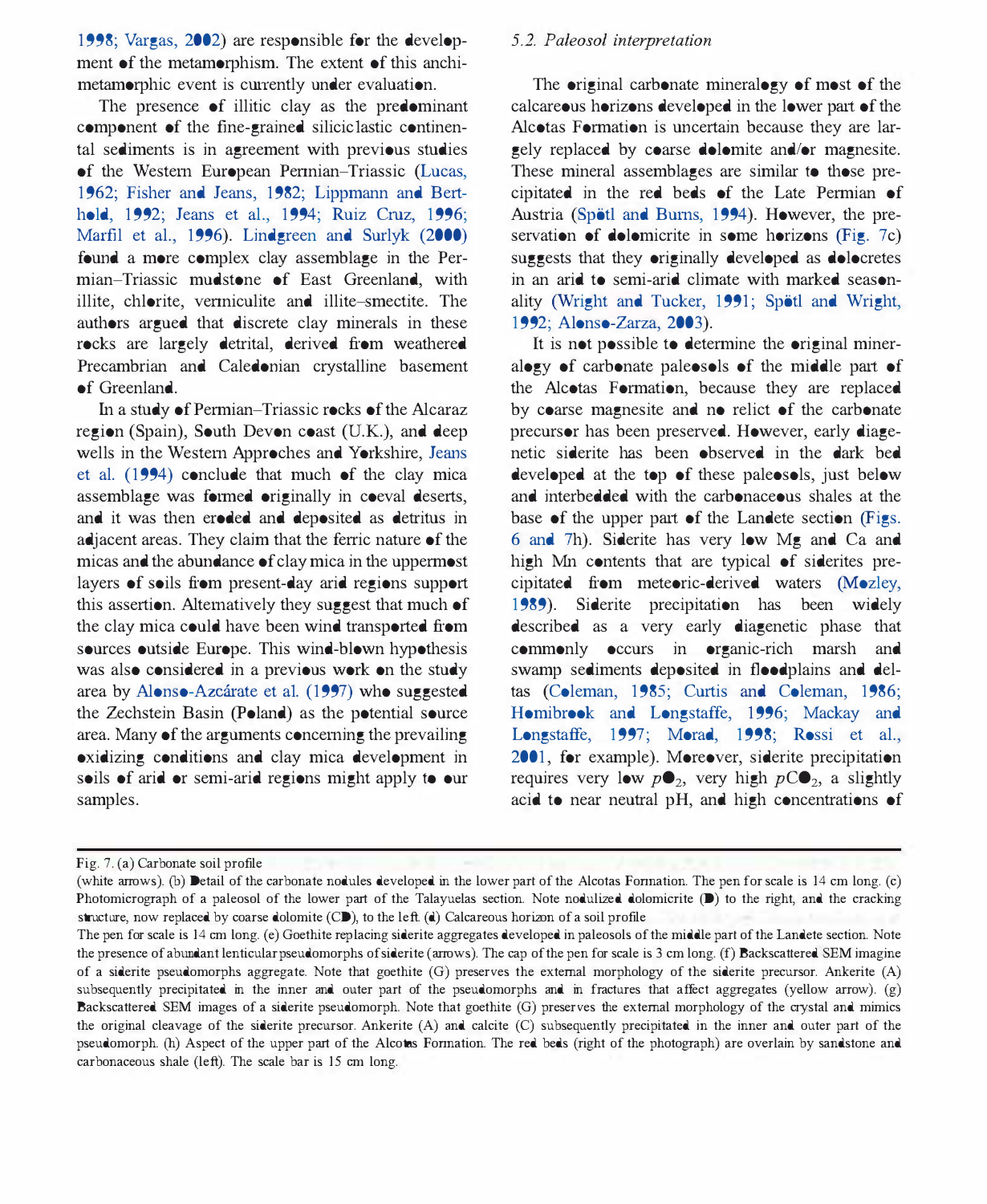1998; Vargas, 2002) are responsible for the development of the metamorphism. The extent of this anchimetamorphic event is currently under evaluation.

The presence of illitic clay as the predominant component of the fine-grained siliciclastic continental sediments is in agreement with previous studies of the Western European Permian–Triassic (Lucas, 1962; Fisher and Jeans, 1982; Lippmann and Berthold, 1992; Jeans et al., 1994; Ruiz Cruz, 1996; Marfil et al., 1996). Lindgreen and Surlyk (2000) found a more complex clay assemblage in the Permian–Triassic mudstone of East Greenland, with illite, chlorite, vermiculite and illite–smectite. The authors argued that discrete clay minerals in these rocks are largely detrital, derived from weathered Precambrian and Caledonian crystalline basement of Greenland.

In a study of Permian–Triassic rocks of the Alcaraz region (Spain), South Devon coast (U.K.), and deep wells in the Western Approches and Yorkshire, Jeans et al. (1994) conclude that much of the clay mica assemblage was formed originally in coeval deserts, and it was then eroded and deposited as detritus in adjacent areas. They claim that the ferric nature of the micas and the abundance of clay mica in the uppermost layers of soils from present-day arid regions support this assertion. Alternatively they suggest that much of the clay mica could have been wind transported from sources outside Europe. This wind-blown hypothesis was also considered in a previous work on the study area by Alonso-Azcárate et al. (1997) who suggested the Zechstein Basin (Poland) as the potential source area. Many of the arguments concerning the prevailing oxidizing conditions and clay mica development in soils of arid or semi-arid regions might apply to our samples.

### 5.2. Paleosol interpretation

The original carbonate mineralogy of most of the calcareous horizons developed in the lower part of the Alcotas Formation is uncertain because they are largely replaced by coarse dolomite and/or magnesite. These mineral assemblages are similar to those precipitated in the red beds of the Late Permian of Austria (Spötl and Burns, 1994). However, the preservation of dolomicrite in some horizons (Fig. 7c) suggests that they originally developed as dolocretes in an arid to semi-arid climate with marked seasonality (Wright and Tucker, 1991; Spötl and Wright, 1992; Alonso-Zarza, 2003).

It is not possible to determine the original mineralogy of carbonate paleosols of the middle part of the Alcotas Formation, because they are replaced by coarse magnesite and no relict of the carbonate precursor has been preserved. However, early diagenetic siderite has been observed in the dark bed developed at the top of these paleosols, just below and interbedded with the carbonaceous shales at the base of the upper part of the Landete section (Figs. 6 and 7h). Siderite has very low Mg and Ca and high Mn contents that are typical of siderites precipitated from meteoric-derived waters (Mozley, 1989). Siderite precipitation has been widely described as a very early diagenetic phase that commonly occurs in organic-rich marsh and swamp sediments deposited in floodplains and deltas (Coleman, 1985; Curtis and Coleman, 1986; Hornibrook and Longstaffe, 1996; Mackay and Longstaffe, 1997; Morad, 1998; Rossi et al., 2001, for example). Moreover, siderite precipitation requires very low $pO_2$, very high $pCO_2$, a slightly acid to near neutral pH, and high concentrations of

Fig. 7. (a) Carbonate soil profile (white arrows). (b) Detail of the carbonate nodules developed in the lower part of the Alcotas Formation. The pen for scale is 14 cm long. (c) Photomicrograph of a paleosol of the lower part of the Talayuelas section. Note nodulized dolomicrite (D) to the right, and the cracking structure, now replaced by coarse dolomite (CD), to the left. (d) Calcareous horizon of a soil profile The pen for scale is 14 cm long. (e) Goethite replacing siderite aggregates developed in paleosols of the middle part of the Landete section. Note the presence of abundant lenticular pseudomorphs of siderite (arrows). The cap of the pen for scale is 3 cm long. (f) Backscattered SEM imagine of a siderite pseudomorphs aggregate. Note that goethite (G) preserves the external morphology of the siderite precursor. Ankerite (A) subsequently precipitated in the inner and outer part of the pseudomorphs and in fractures that affect aggregates (yellow arrow). (g) Backscattered SEM images of a siderite pseudomorph. Note that goethite (G) preserves the external morphology of the crystal and mimics the original cleavage of the siderite precursor. Ankerite (A) and calcite (C) subsequently precipitated in the inner and outer part of the pseudomorph. (h) Aspect of the upper part of the Alcotas Formation. The red beds (right of the photograph) are overlain by sandstone and carbonaceous shale (left). The scale bar is 15 cm long.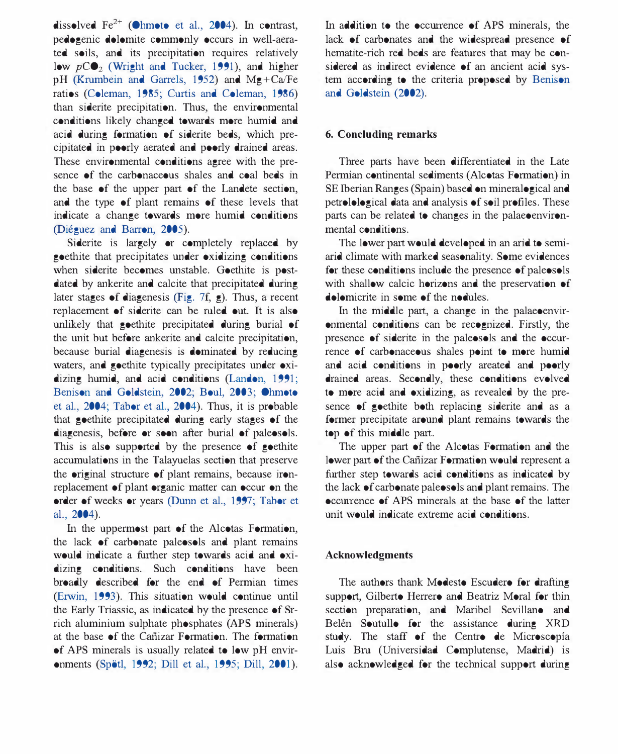dissolved $Fe^{2+}$ (Ohmoto et al., 2004). In contrast, pedogenic dolomite commonly occurs in well-aerated soils, and its precipitation requires relatively low $pCO_2$ (Wright and Tucker, 1991), and higher pH (Krumbein and Garrels, 1952) and Mg+Ca/Fe ratios (Coleman, 1985; Curtis and Coleman, 1986) than siderite precipitation. Thus, the environmental conditions likely changed towards more humid and acid during formation of siderite beds, which precipitated in poorly aerated and poorly drained areas. These environmental conditions agree with the presence of the carbonaceous shales and coal beds in the base of the upper part of the Landete section, and the type of plant remains of these levels that indicate a change towards more humid conditions (Diéguez and Barron, 2005).

Siderite is largely or completely replaced by goethite that precipitates under oxidizing conditions when siderite becomes unstable. Goethite is postdated by ankerite and calcite that precipitated during later stages of diagenesis (Fig. 7f, g). Thus, a recent replacement of siderite can be ruled out. It is also unlikely that goethite precipitated during burial of the unit but before ankerite and calcite precipitation, because burial diagenesis is dominated by reducing waters, and goethite typically precipitates under oxidizing humid, and acid conditions (Landon, 1991; Benison and Goldstein, 2002; Boul, 2003; Ohmoto et al., 2004; Tabor et al., 2004). Thus, it is probable that goethite precipitated during early stages of the diagenesis, before or soon after burial of paleosols. This is also supported by the presence of goethite accumulations in the Talayuelas section that preserve the original structure of plant remains, because iron-replacement of plant organic matter can occur on the order of weeks or years (Dunn et al., 1997; Tabor et al., 2004).

In the uppermost part of the Alcotas Formation, the lack of carbonate paleosols and plant remains would indicate a further step towards acid and oxidizing conditions. Such conditions have been broadly described for the end of Permian times (Erwin, 1993). This situation would continue until the Early Triassic, as indicated by the presence of Sr-rich aluminium sulphate phosphates (APS minerals) at the base of the Cañizar Formation. The formation of APS minerals is usually related to low pH environments (Spötl, 1992; Dill et al., 1995; Dill, 2001).

In addition to the occurrence of APS minerals, the lack of carbonates and the widespread presence of hematite-rich red beds are features that may be considered as indirect evidence of an ancient acid system according to the criteria proposed by Benison and Goldstein (2002).

## 6. Concluding remarks

Three parts have been differentiated in the Late Permian continental sediments (Alcotas Formation) in SE Iberian Ranges (Spain) based on mineralogical and petrolological data and analysis of soil profiles. These parts can be related to changes in the palaeoenvironmental conditions.

The lower part would developed in an arid to semiarid climate with marked seasonality. Some evidences for these conditions include the presence of paleosols with shallow calcic horizons and the preservation of dolomicrite in some of the nodules.

In the middle part, a change in the palaeoenvironmental conditions can be recognized. Firstly, the presence of siderite in the paleosols and the occurrence of carbonaceous shales point to more humid and acid conditions in poorly areated and poorly drained areas. Secondly, these conditions evolved to more acid and oxidizing, as revealed by the presence of goethite both replacing siderite and as a former precipitate around plant remains towards the top of this middle part.

The upper part of the Alcotas Formation and the lower part of the Cañizar Formation would represent a further step towards acid conditions as indicated by the lack of carbonate paleosols and plant remains. The occurrence of APS minerals at the base of the latter unit would indicate extreme acid conditions.

## Acknowledgments

The authors thank Modesto Escudero for drafting support, Gilberto Herrero and Beatriz Moral for thin section preparation, and Maribel Sevillano and Belén Soutullo for the assistance during XRD study. The staff of the Centro de Microscopía Luis Bru (Universidad Complutense, Madrid) is also acknowledged for the technical support during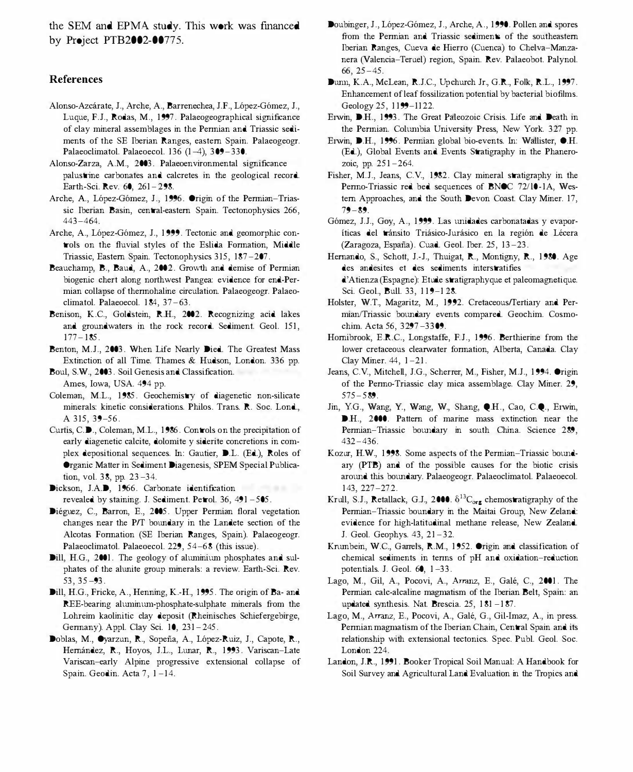the SEM and EPMA study. This work was financed by Project PTB2002-00775.

## References

Alonso-Azcárate, J., Arche, A., Barrenechea, J.F., López-Gómez, J., Luque, F.J., Rodas, M., 1997. Palaeogeographical significance of clay mineral assemblages in the Permian and Triassic sediments of the SE Iberian Ranges, eastern Spain. Palaeogeogr. Palaeoclimatol. Palaeoecol. 136 (1–4), 309–330.

Alonso-Zarza, A.M., 2003. Palaeoenvironmental significance palustrine carbonates and calcretes in the geological record. Earth-Sci. Rev. 60, 261–298.

Arche, A., López-Gómez, J., 1996. Origin of the Permian–Triassic Iberian Basin, central-eastern Spain. Tectonophysics 266, 443–464.

Arche, A., López-Gómez, J., 1999. Tectonic and geomorphic controls on the fluvial styles of the Eslida Formation, Middle Triassic, Eastern Spain. Tectonophysics 315, 187–207.

Beauchamp, B., Baud, A., 2002. Growth and demise of Permian biogenic chert along northwest Pangea: evidence for end-Permian collapse of thermohaline circulation. Palaeogeogr. Palaeoclimatol. Palaeoecol. 184, 37–63.

Benison, K.C., Goldstein, R.H., 2002. Recognizing acid lakes and groundwaters in the rock record. Sediment. Geol. 151, 177–185.

Benton, M.J., 2003. When Life Nearly Died. The Greatest Mass Extinction of all Time. Thames & Hudson, London. 336 pp.

Boul, S.W., 2003. Soil Genesis and Classification. Ames, Iowa, USA. 494 pp.

Coleman, M.L., 1985. Geochemistry of diagenetic non-silicate minerals: kinetic considerations. Philos. Trans. R. Soc. Lond., A 315, 39–56.

Curtis, C.D., Coleman, M.L., 1986. Controls on the precipitation of early diagenetic calcite, dolomite y siderite concretions in complex depositional sequences. In: Gautier, D.L. (Ed.), Roles of Organic Matter in Sediment Diagenesis, SPEM Special Publication, vol. 38, pp. 23–34.

Dickson, J.A.D, 1966. Carbonate identification revealed by staining. J. Sediment. Petrol. 36, 491–505.

Diéguez, C., Barron, E., 2005. Upper Permian floral vegetation changes near the P/T boundary in the Landete section of the Alcotas Formation (SE Iberian Ranges, Spain). Palaeogeogr. Palaeoclimatol. Palaeoecol. 229, 54–68 (this issue).

Dill, H.G., 2001. The geology of aluminium phosphates and sulphates of the alunite group minerals: a review. Earth-Sci. Rev. 53, 35–93.

Dill, H.G., Fricke, A., Henning, K.-H., 1995. The origin of Ba- and REE-bearing aluminum-phosphate-sulphate minerals from the Lohreim kaolinitic clay deposit (Rheinisches Schiefergebirge, Germany). Appl. Clay Sci. 10, 231–245.

Doblas, M., Oyarzun, R., Sopeña, A., López-Ruiz, J., Capote, R., Hernández, R., Hoyos, J.L., Lunar, R., 1993. Variscan–Late Variscan–early Alpine progressive extensional collapse of Spain. Geodin. Acta 7, 1–14.

Doubinger, J., López-Gómez, J., Arche, A., 1990. Pollen and spores from the Permian and Triassic sediments of the southeastern Iberian Ranges, Cueva de Hierro (Cuenca) to Chelva–Manzanera (Valencia–Teruel) region, Spain. Rev. Palaeobot. Palynol. 66, 25–45.

Dunn, K.A., McLean, R.J.C., Upchurch Jr., G.R., Folk, R.L., 1997. Enhancement of leaf fossilization potential by bacterial biofilms. Geology 25, 1119–1122.

Erwin, D.H., 1993. The Great Paleozoic Crisis. Life and Death in the Permian. Columbia University Press, New York. 327 pp.

Erwin, D.H., 1996. Permian global bio-events. In: Wallister, O.H. (Ed.), Global Events and Events Stratigraphy in the Phanerozoic, pp. 251–264.

Fisher, M.J., Jeans, C.V., 1982. Clay mineral stratigraphy in the Permo-Triassic red bed sequences of BNOC 72/10-1A, Western Approaches, and the South Devon Coast. Clay Miner. 17, 79–89.

Gómez, J.J., Goy, A., 1999. Las unidades carbonatadas y evaporíticas del tránsito Triásico-Jurásico en la región de Lécera (Zaragoza, España). Cuad. Geol. Iber. 25, 13–23.

Hernando, S., Schott, J.-J., Thuigat, R., Montigny, R., 1980. Age des andesites et des sediments interstratifies d'Atienza (Espagne): Etude stratigraphyque et paleomagnetique. Sci. Geol., Bull. 33, 119–128.

Holster, W.T., Magaritz, M., 1992. Cretaceous/Tertiary and Permian/Triassic boundary events compared. Geochim. Cosmochim. Acta 56, 3297–3309.

Hornibrook, E.R.C., Longstaffe, F.J., 1996. Berthierine from the lower cretaceous clearwater formation, Alberta, Canada. Clay Clay Miner. 44, 1–21.

Jeans, C.V., Mitchell, J.G., Scherrer, M., Fisher, M.J., 1994. Origin of the Permo-Triassic clay mica assemblage. Clay Miner. 29, 575–589.

Jin, Y.G., Wang, Y., Wang, W., Shang, Q.H., Cao, C.Q., Erwin, D.H., 2000. Pattern of marine mass extinction near the Permian–Triassic boundary in south China. Science 289, 432–436.

Kozur, H.W., 1998. Some aspects of the Permian–Triassic boundary (PTB) and of the possible causes for the biotic crisis around this boundary. Palaeogeogr. Palaeoclimatol. Palaeoecol. 143, 227–272.

Krull, S.J., Retallack, G.J., 2000. $\delta^{13}C_{org}$ chemostratigraphy of the Permian–Triassic boundary in the Maitai Group, New Zeland: evidence for high-latitudinal methane release, New Zealand. J. Geol. Geophys. 43, 21–32.

Krumbein, W.C., Garrels, R.M., 1952. Origin and classification of chemical sediments in terms of pH and oxidation–reduction potentials. J. Geol. 60, 1–33.

Lago, M., Gil, A., Pocovi, A., Arranz, E., Galé, C., 2001. The Permian calc-alcaline magmatism of the Iberian Belt, Spain: an updated synthesis. Nat. Brescia. 25, 181–187.

Lago, M., Arranz, E., Pocovi, A., Galé, G., Gil-Imaz, A., in press. Permian magmatism of the Iberian Chain, Central Spain and its relationship with extensional tectonics. Spec. Publ. Geol. Soc. London 224.

Landon, J.R., 1991. Booker Tropical Soil Manual: A Handbook for Soil Survey and Agricultural Land Evaluation in the Tropics and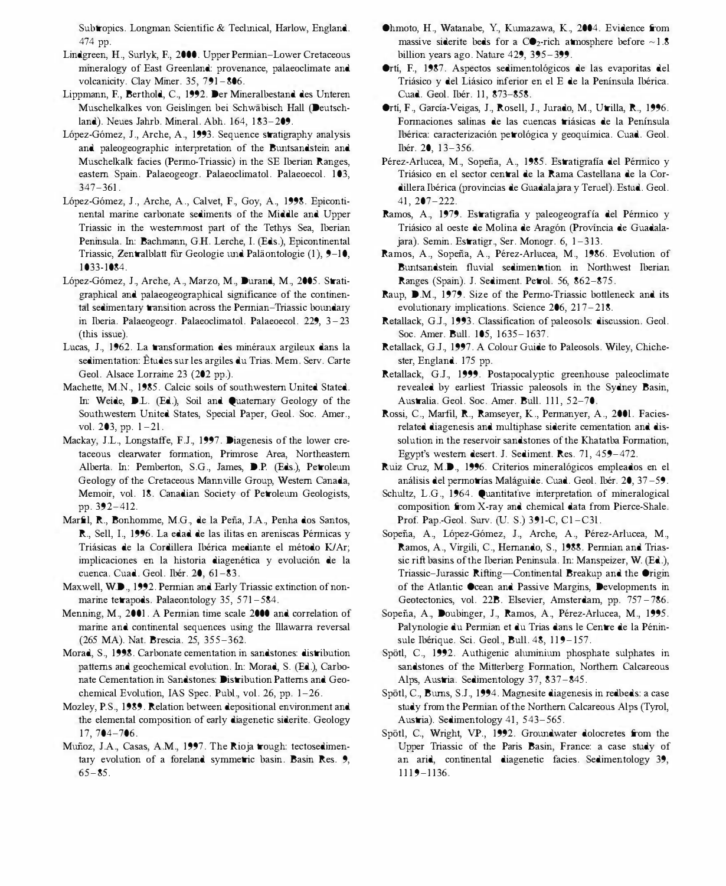Subtropics. Longman Scientific & Technical, Harlow, England. 474 pp.

Lindgreen, H., Surlyk, F., 2000. Upper Permian–Lower Cretaceous mineralogy of East Greenland: provenance, palaeoclimate and volcanicity. Clay Miner. 35, 791–806.

Lippmann, F., Berthold, C., 1992. Der Mineralbestand des Unteren Muschelkalkes von Geislingen bei Schwäbisch Hall (Deutschland). Neues Jahrb. Mineral. Abh. 164, 183–209.

López-Gómez, J., Arche, A., 1993. Sequence stratigraphy analysis and paleogeographic interpretation of the Buntsandstein and Muschelkalk facies (Permo-Triassic) in the SE Iberian Ranges, eastern Spain. Palaeogeogr. Palaeoclimatol. Palaeoecol. 103, 347–361.

López-Gómez, J., Arche, A., Calvet, F., Goy, A., 1998. Epicontinental marine carbonate sediments of the Middle and Upper Triassic in the westernmost part of the Tethys Sea, Iberian Peninsula. In: Bachmann, G.H. Lerche, I. (Eds.), Epicontinental Triassic, Zentralblatt für Geologie und Paläontologie (1), 9–10, 1033-1084.

López-Gómez, J., Arche, A., Marzo, M., Durand, M., 2005. Stratigraphical and palaeogeographical significance of the continental sedimentary transition across the Permian–Triassic boundary in Iberia. Palaeogeogr. Palaeoclimatol. Palaeoecol. 229, 3–23 (this issue).

Lucas, J., 1962. La transformation des minéraux argileux dans la sedimentation: Études sur les argiles du Trias. Mem. Serv. Carte Geol. Alsace Lorraine 23 (202 pp.).

Machette, M.N., 1985. Calcic soils of southwestern United Stated. In: Weide, D.L. (Ed.), Soil and Quaternary Geology of the Southwestern United States, Special Paper, Geol. Soc. Amer., vol. 203, pp. 1–21.

Mackay, J.L., Longstaffe, F.J., 1997. Diagenesis of the lower cretaceous clearwater formation, Primrose Area, Northeastern Alberta. In: Pemberton, S.G., James, D.P. (Eds.), Petroleum Geology of the Cretaceous Mannville Group, Western Canada, Memoir, vol. 18. Canadian Society of Petroleum Geologists, pp. 392–412.

Marfil, R., Bonhomme, M.G., de la Peña, J.A., Penha dos Santos, R., Sell, I., 1996. La edad de las ilitas en areniscas Pérmicas y Triásicas de la Cordillera Ibérica mediante el método K/Ar; implicaciones en la historia diagenética y evolución de la cuenca. Cuad. Geol. Ibér. 20, 61–83.

Maxwell, W.D., 1992. Permian and Early Triassic extinction of nonmarine tetrapods. Palaeontology 35, 571–584.

Menning, M., 2001. A Permian time scale 2000 and correlation of marine and continental sequences using the Illawarra reversal (265 MA). Nat. Brescia. 25, 355–362.

Morad, S., 1998. Carbonate cementation in sandstones: distribution patterns and geochemical evolution. In: Morad, S. (Ed.), Carbonate Cementation in Sandstones: Distribution Patterns and Geochemical Evolution, IAS Spec. Publ., vol. 26, pp. 1–26.

Mozley, P.S., 1989. Relation between depositional environment and the elemental composition of early diagenetic siderite. Geology 17, 704–706.

Muñoz, J.A., Casas, A.M., 1997. The Rioja trough: tectosedimentary evolution of a foreland symmetric basin. Basin Res. 9, 65–85.

Ohmoto, H., Watanabe, Y., Kumazawa, K., 2004. Evidence from massive siderite beds for a $CO_2$-rich atmosphere before ~1.8 billion years ago. Nature 429, 395–399.

Ortí, F., 1987. Aspectos sedimentológicos de las evaporitas del Triásico y del Liásico inferior en el E de la Península Ibérica. Cuad. Geol. Ibér. 11, 873–858.

Ortí, F., García-Veigas, J., Rosell, J., Jurado, M., Utrilla, R., 1996. Formaciones salinas de las cuencas triásicas de la Península Ibérica: caracterización petrológica y geoquímica. Cuad. Geol. Ibér. 20, 13–356.

Pérez-Arlucea, M., Sopeña, A., 1985. Estratigrafía del Pérmico y Triásico en el sector central de la Rama Castellana de la Cordillera Ibérica (provincias de Guadalajara y Teruel). Estud. Geol. 41, 207–222.

Ramos, A., 1979. Estratigrafía y paleogeografía del Pérmico y Triásico al oeste de Molina de Aragón (Província de Guadalajara). Semin. Estratigr., Ser. Monogr. 6, 1–313.

Ramos, A., Sopeña, A., Pérez-Arlucea, M., 1986. Evolution of Buntsandstein fluvial sedimentation in Northwest Iberian Ranges (Spain). J. Sediment. Petrol. 56, 862–875.

Raup, D.M., 1979. Size of the Permo-Triassic bottleneck and its evolutionary implications. Science 206, 217–218.

Retallack, G.J., 1993. Classification of paleosols: discussion. Geol. Soc. Amer. Bull. 105, 1635–1637.

Retallack, G.J., 1997. A Colour Guide to Paleosols. Wiley, Chichester, England. 175 pp.

Retallack, G.J., 1999. Postapocalyptic greenhouse paleoclimate revealed by earliest Triassic paleosols in the Sydney Basin, Australia. Geol. Soc. Amer. Bull. 111, 52–70.

Rossi, C., Marfil, R., Ramseyer, K., Permanyer, A., 2001. Facies-related diagenesis and multiphase siderite cementation and dissolution in the reservoir sandstones of the Khatatba Formation, Egypt's western desert. J. Sediment. Res. 71, 459–472.

Ruiz Cruz, M.D., 1996. Criterios mineralógicos empleados en el análisis del permotrías Maláguide. Cuad. Geol. Ibér. 20, 37–59.

Schultz, L.G., 1964. Quantitative interpretation of mineralogical composition from X-ray and chemical data from Pierce-Shale. Prof. Pap.-Geol. Surv. (U. S.) 391-C, C1–C31.

Sopeña, A., López-Gómez, J., Arche, A., Pérez-Arlucea, M., Ramos, A., Virgili, C., Hernando, S., 1988. Permian and Triassic rift basins of the Iberian Peninsula. In: Manspeizer, W. (Ed.), Triassic–Jurassic Rifting—Continental Breakup and the Origin of the Atlantic Ocean and Passive Margins, Developments in Geotectonics, vol. 22B. Elsevier, Amsterdam, pp. 757–786.

Sopeña, A., Doubinger, J., Ramos, A., Pérez-Arlucea, M., 1995. Palynologie du Permian et du Trias dans le Centre de la Péninsule Ibérique. Sci. Geol., Bull. 48, 119–157.

Spötl, C., 1992. Authigenic aluminium phosphate sulphates in sandstones of the Mitterberg Formation, Northern Calcareous Alps, Austria. Sedimentology 37, 837–845.

Spötl, C., Burns, S.J., 1994. Magnesite diagenesis in redbeds: a case study from the Permian of the Northern Calcareous Alps (Tyrol, Austria). Sedimentology 41, 543–565.

Spötl, C., Wright, VP., 1992. Groundwater dolocretes from the Upper Triassic of the Paris Basin, France: a case study of an arid, continental diagenetic facies. Sedimentology 39, 1119–1136.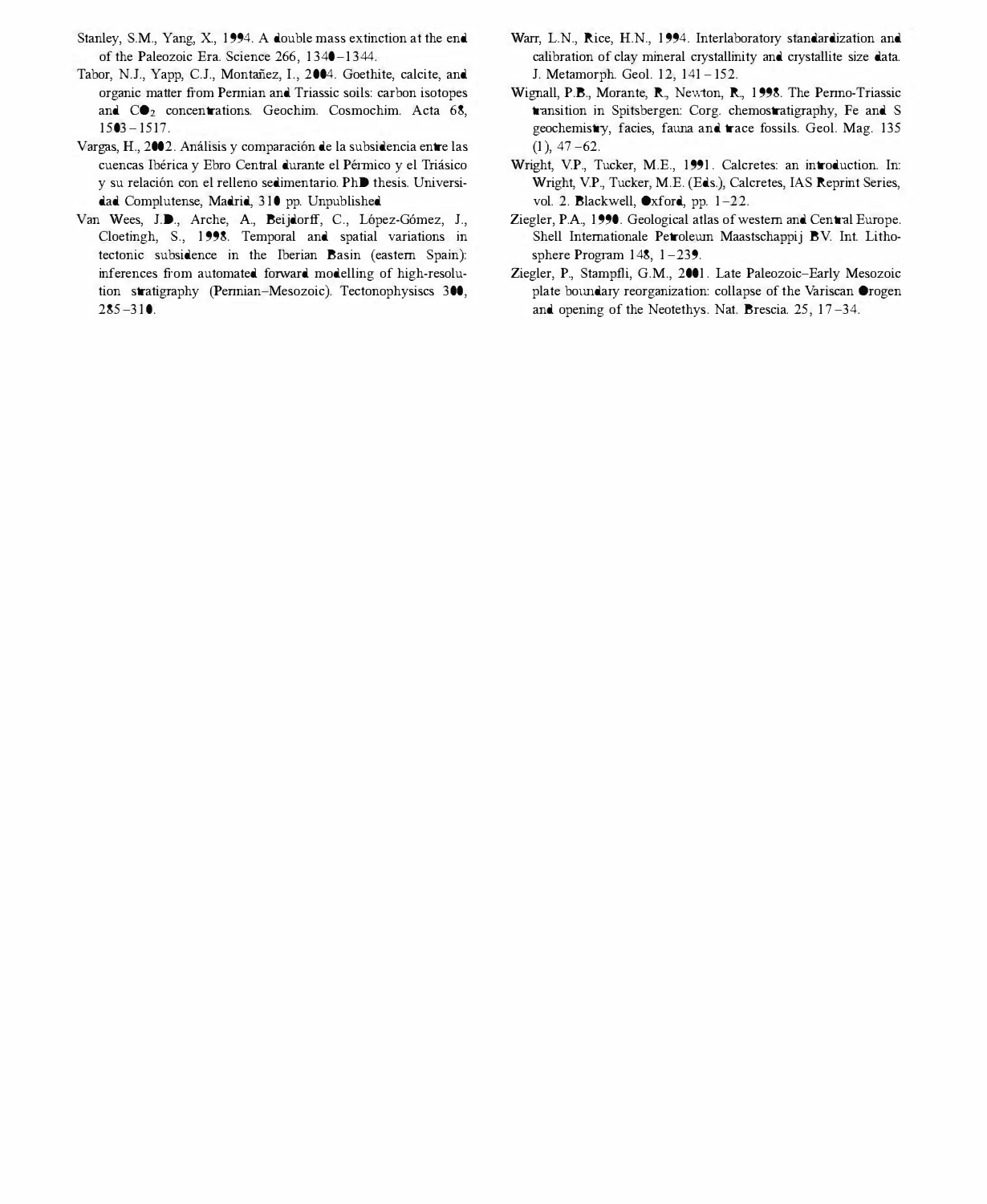Stanley, S.M., Yang, X., 1994. A double mass extinction at the end of the Paleozoic Era. Science 266, 1340–1344.

Tabor, N.J., Yapp, C.J., Montañez, I., 2004. Goethite, calcite, and organic matter from Permian and Triassic soils: carbon isotopes and $CO_2$ concentrations. Geochim. Cosmochim. Acta 68, 1503–1517.

Vargas, H., 2002. Análisis y comparación de la subsidencia entre las cuencas Ibérica y Ebro Central durante el Pérmico y el Triásico y su relación con el relleno sedimentario. PhD thesis. Universidad Complutense, Madrid, 310 pp. Unpublished.

Van Wees, J.D., Arche, A., Beijdorff, C., López-Gómez, J., Cloetingh, S., 1998. Temporal and spatial variations in tectonic subsidence in the Iberian Basin (eastern Spain): inferences from automated forward modelling of high-resolution stratigraphy (Permian–Mesozoic). Tectonophysiscs 300, 285–310.

Warr, L.N., Rice, H.N., 1994. Interlaboratory standardization and calibration of clay mineral crystallinity and crystallite size data. J. Metamorph. Geol. 12, 141–152.

Wignall, P.B., Morante, R., Newton, R., 1998. The Permo-Triassic transition in Spitsbergen: Corg. chemostratigraphy, Fe and S geochemistry, facies, fauna and trace fossils. Geol. Mag. 135 (1), 47–62.

Wright, V.P., Tucker, M.E., 1991. Calcretes: an introduction. In: Wright, V.P., Tucker, M.E. (Eds.), Calcretes, IAS Reprint Series, vol. 2. Blackwell, Oxford, pp. 1–22.

Ziegler, P.A., 1990. Geological atlas of western and Central Europe. Shell Internationale Petroleum Maastschappij BV. Int. Lithosphere Program 148, 1–239.

Ziegler, P., Stampfli, G.M., 2001. Late Paleozoic–Early Mesozoic plate boundary reorganization: collapse of the Variscan Orogen and opening of the Neotethys. Nat. Brescia. 25, 17–34.